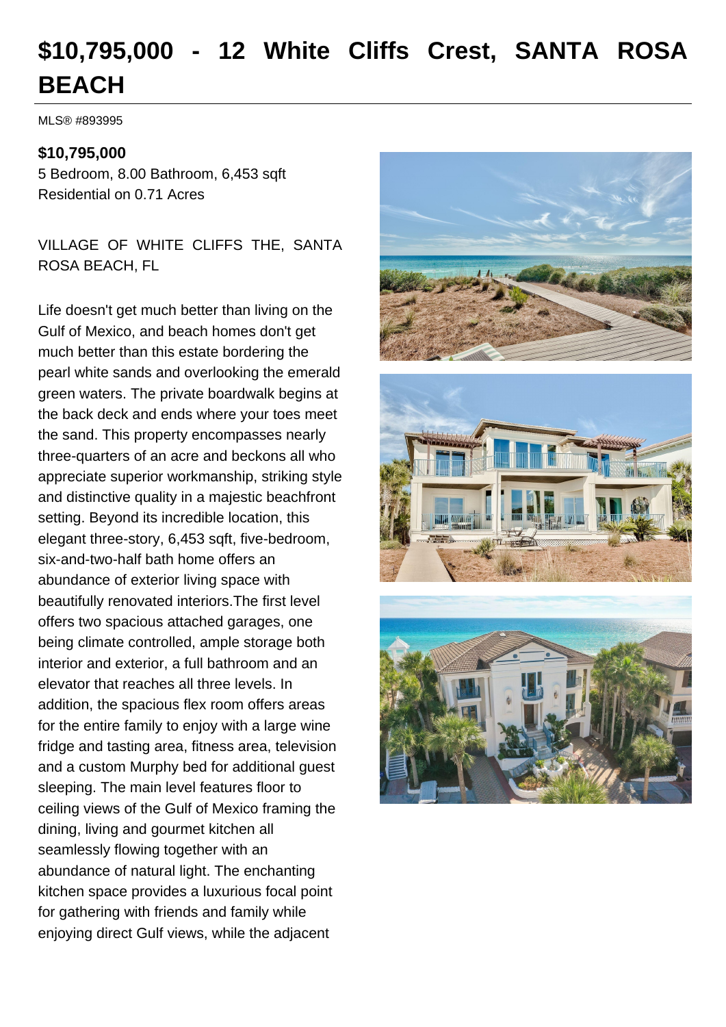# $10,795,000 - 12 White Cliffs Crest, SANTA ROSA BEACH

MLS® #893995

**$10,795,000**
5 Bedroom, 8.00 Bathroom, 6,453 sqft
Residential on 0.71 Acres

VILLAGE OF WHITE CLIFFS THE, SANTA ROSA BEACH, FL

Life doesn't get much better than living on the Gulf of Mexico, and beach homes don't get much better than this estate bordering the pearl white sands and overlooking the emerald green waters. The private boardwalk begins at the back deck and ends where your toes meet the sand. This property encompasses nearly three-quarters of an acre and beckons all who appreciate superior workmanship, striking style and distinctive quality in a majestic beachfront setting. Beyond its incredible location, this elegant three-story, 6,453 sqft, five-bedroom, six-and-two-half bath home offers an abundance of exterior living space with beautifully renovated interiors.The first level offers two spacious attached garages, one being climate controlled, ample storage both interior and exterior, a full bathroom and an elevator that reaches all three levels. In addition, the spacious flex room offers areas for the entire family to enjoy with a large wine fridge and tasting area, fitness area, television and a custom Murphy bed for additional guest sleeping. The main level features floor to ceiling views of the Gulf of Mexico framing the dining, living and gourmet kitchen all seamlessly flowing together with an abundance of natural light. The enchanting kitchen space provides a luxurious focal point for gathering with friends and family while enjoying direct Gulf views, while the adjacent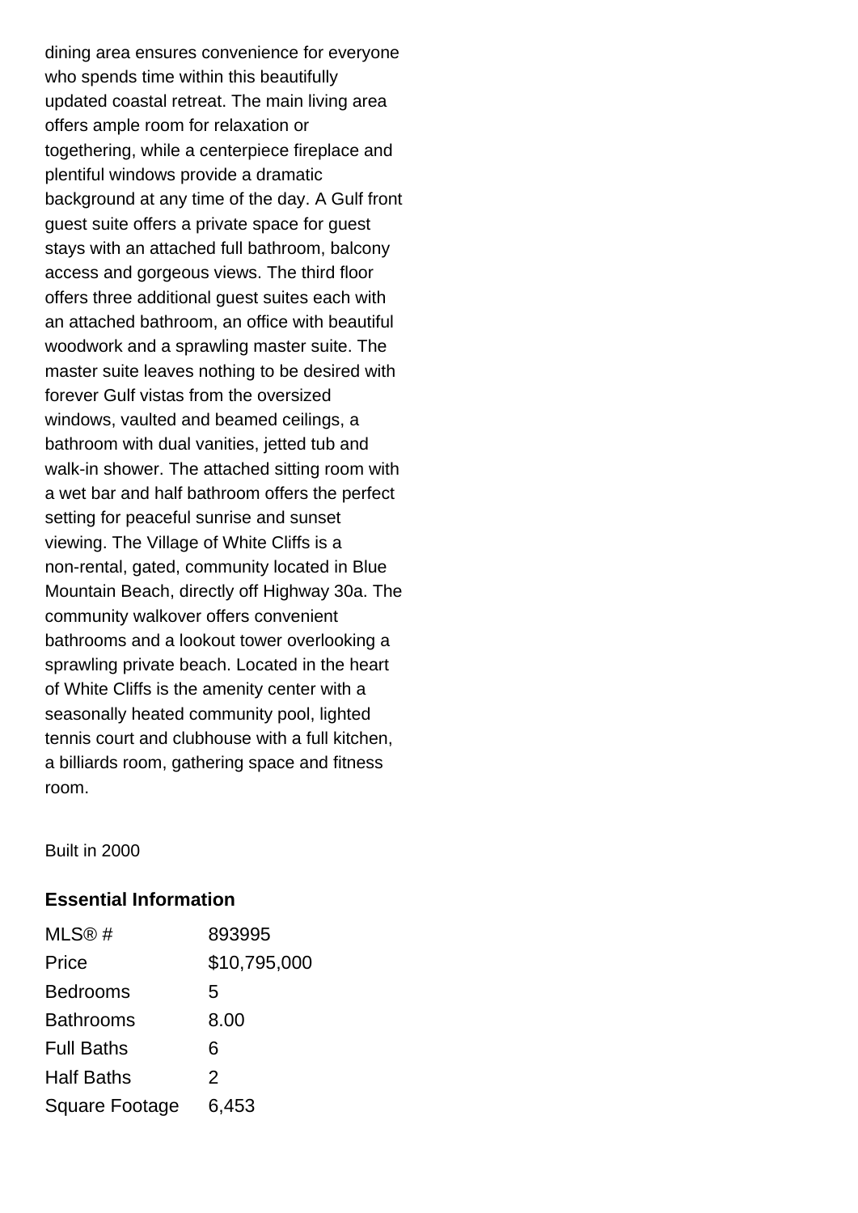dining area ensures convenience for everyone who spends time within this beautifully updated coastal retreat. The main living area offers ample room for relaxation or togethering, while a centerpiece fireplace and plentiful windows provide a dramatic background at any time of the day. A Gulf front guest suite offers a private space for guest stays with an attached full bathroom, balcony access and gorgeous views. The third floor offers three additional guest suites each with an attached bathroom, an office with beautiful woodwork and a sprawling master suite. The master suite leaves nothing to be desired with forever Gulf vistas from the oversized windows, vaulted and beamed ceilings, a bathroom with dual vanities, jetted tub and walk-in shower. The attached sitting room with a wet bar and half bathroom offers the perfect setting for peaceful sunrise and sunset viewing. The Village of White Cliffs is a non-rental, gated, community located in Blue Mountain Beach, directly off Highway 30a. The community walkover offers convenient bathrooms and a lookout tower overlooking a sprawling private beach. Located in the heart of White Cliffs is the amenity center with a seasonally heated community pool, lighted tennis court and clubhouse with a full kitchen, a billiards room, gathering space and fitness room.

Built in 2000

### Essential Information

| | |
|---|---|
| MLS® # | 893995 |
| Price | $10,795,000 |
| Bedrooms | 5 |
| Bathrooms | 8.00 |
| Full Baths | 6 |
| Half Baths | 2 |
| Square Footage | 6,453 |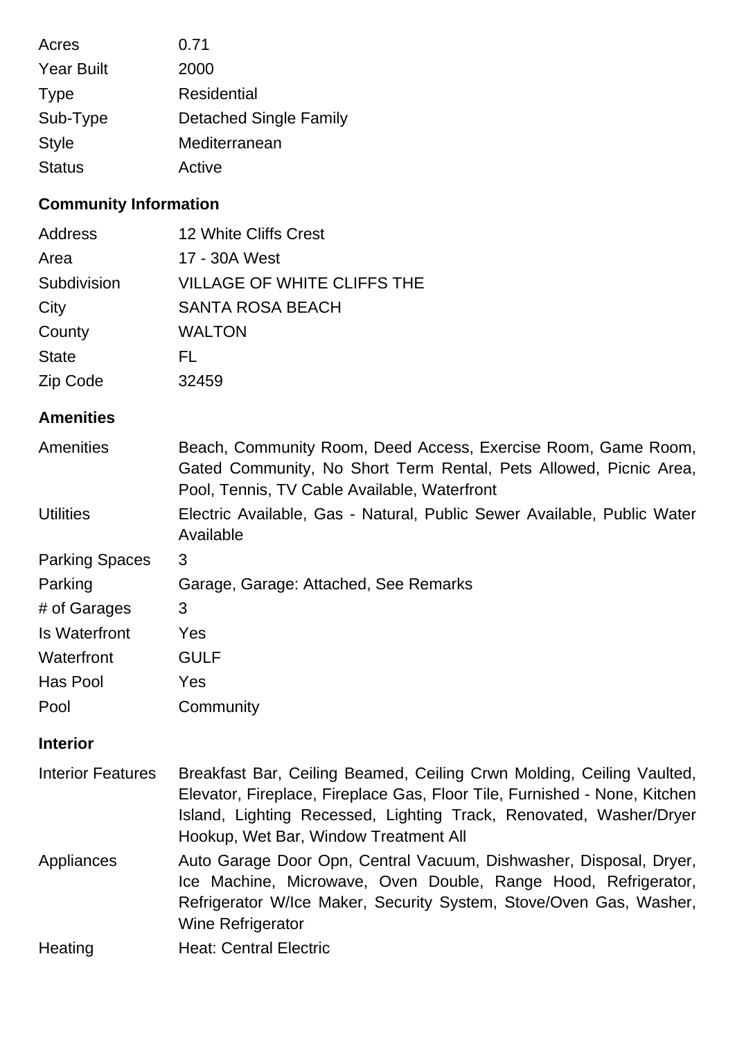| | |
|---|---|
| Acres | 0.71 |
| Year Built | 2000 |
| Type | Residential |
| Sub-Type | Detached Single Family |
| Style | Mediterranean |
| Status | Active |

## Community Information

| | |
|---|---|
| Address | 12 White Cliffs Crest |
| Area | 17 - 30A West |
| Subdivision | VILLAGE OF WHITE CLIFFS THE |
| City | SANTA ROSA BEACH |
| County | WALTON |
| State | FL |
| Zip Code | 32459 |

## Amenities

| | |
|---|---|
| Amenities | Beach, Community Room, Deed Access, Exercise Room, Game Room, Gated Community, No Short Term Rental, Pets Allowed, Picnic Area, Pool, Tennis, TV Cable Available, Waterfront |
| Utilities | Electric Available, Gas - Natural, Public Sewer Available, Public Water Available |
| Parking Spaces | 3 |
| Parking | Garage, Garage: Attached, See Remarks |
| # of Garages | 3 |
| Is Waterfront | Yes |
| Waterfront | GULF |
| Has Pool | Yes |
| Pool | Community |

## Interior

| | |
|---|---|
| Interior Features | Breakfast Bar, Ceiling Beamed, Ceiling Crwn Molding, Ceiling Vaulted, Elevator, Fireplace, Fireplace Gas, Floor Tile, Furnished - None, Kitchen Island, Lighting Recessed, Lighting Track, Renovated, Washer/Dryer Hookup, Wet Bar, Window Treatment All |
| Appliances | Auto Garage Door Opn, Central Vacuum, Dishwasher, Disposal, Dryer, Ice Machine, Microwave, Oven Double, Range Hood, Refrigerator, Refrigerator W/Ice Maker, Security System, Stove/Oven Gas, Washer, Wine Refrigerator |
| Heating | Heat: Central Electric |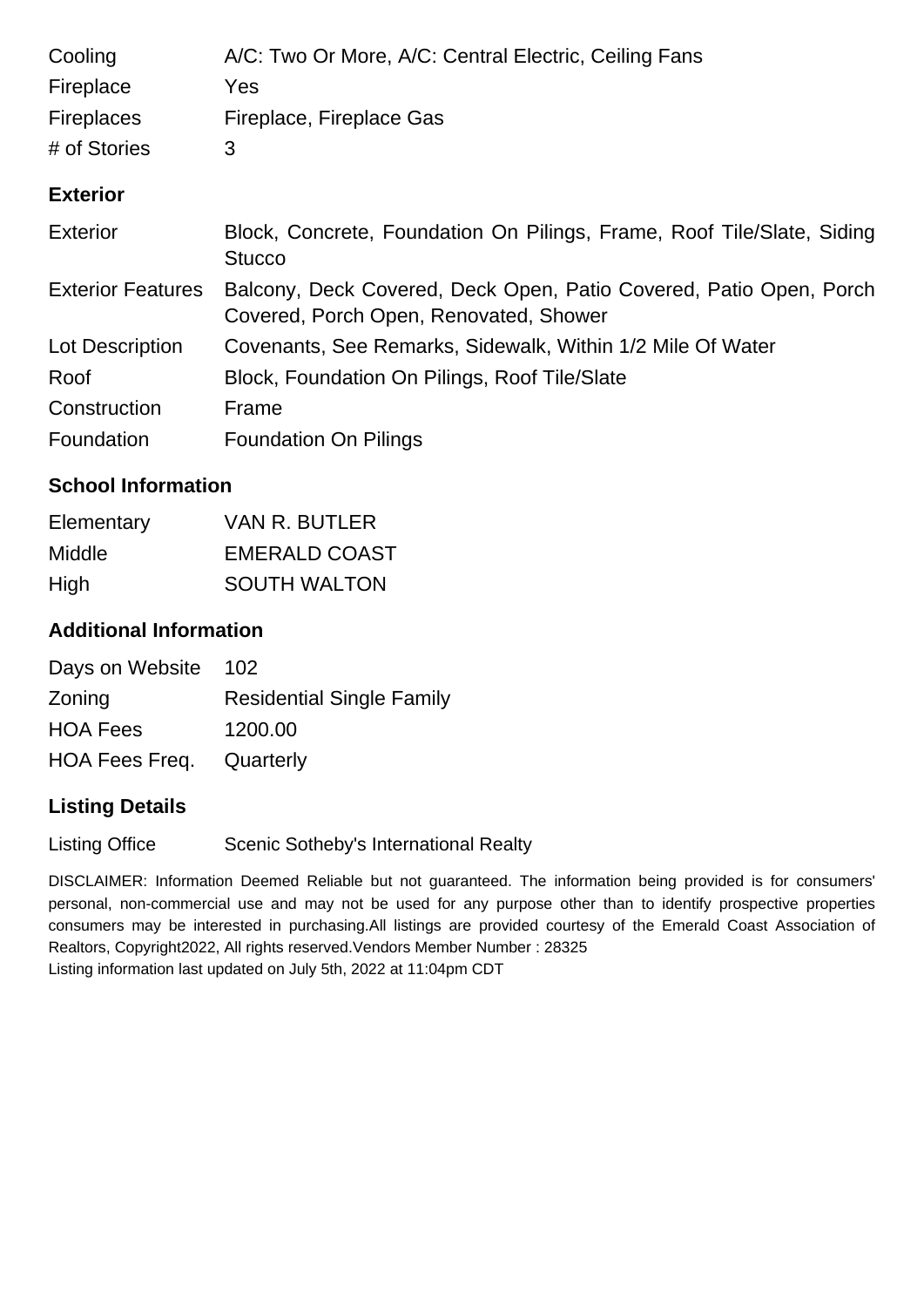| | |
|---|---|
| Cooling | A/C: Two Or More, A/C: Central Electric, Ceiling Fans |
| Fireplace | Yes |
| Fireplaces | Fireplace, Fireplace Gas |
| # of Stories | 3 |

### Exterior

| | |
|---|---|
| Exterior | Block, Concrete, Foundation On Pilings, Frame, Roof Tile/Slate, Siding Stucco |
| Exterior Features | Balcony, Deck Covered, Deck Open, Patio Covered, Patio Open, Porch Covered, Porch Open, Renovated, Shower |
| Lot Description | Covenants, See Remarks, Sidewalk, Within 1/2 Mile Of Water |
| Roof | Block, Foundation On Pilings, Roof Tile/Slate |
| Construction | Frame |
| Foundation | Foundation On Pilings |

### School Information

| | |
|---|---|
| Elementary | VAN R. BUTLER |
| Middle | EMERALD COAST |
| High | SOUTH WALTON |

### Additional Information

| | |
|---|---|
| Days on Website | 102 |
| Zoning | Residential Single Family |
| HOA Fees | 1200.00 |
| HOA Fees Freq. | Quarterly |

### Listing Details

| | |
|---|---|
| Listing Office | Scenic Sotheby's International Realty |

DISCLAIMER: Information Deemed Reliable but not guaranteed. The information being provided is for consumers' personal, non-commercial use and may not be used for any purpose other than to identify prospective properties consumers may be interested in purchasing.All listings are provided courtesy of the Emerald Coast Association of Realtors, Copyright2022, All rights reserved.Vendors Member Number : 28325
Listing information last updated on July 5th, 2022 at 11:04pm CDT